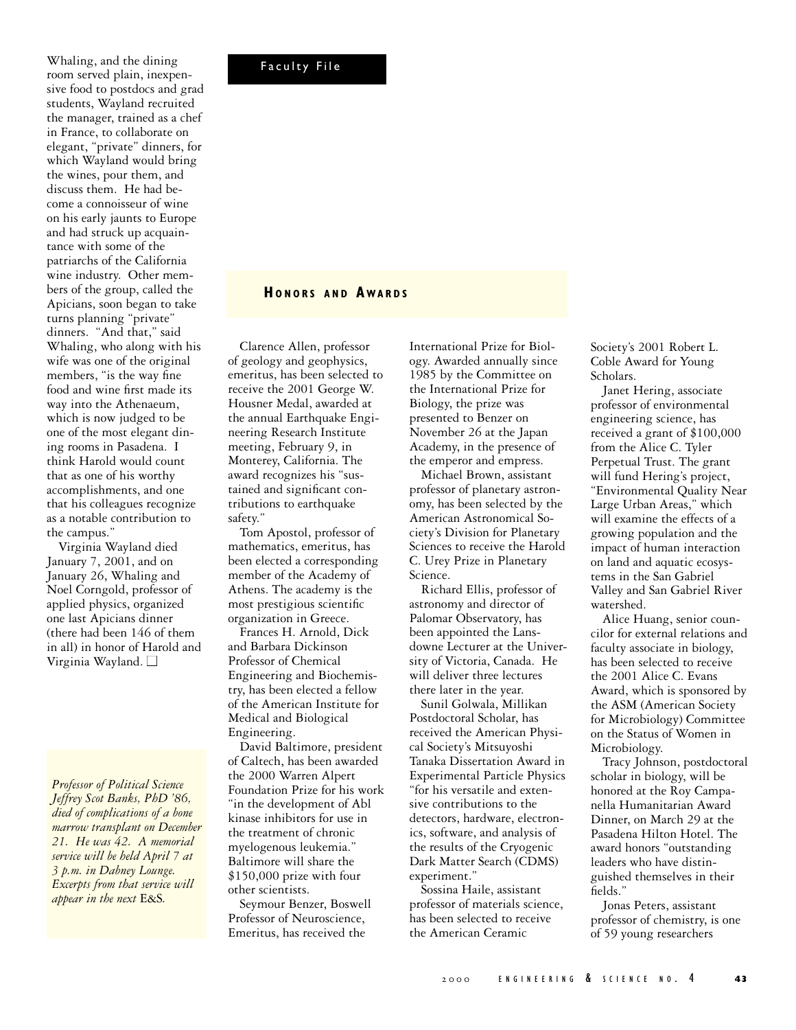Whaling, and the dining room served plain, inexpensive food to postdocs and grad students, Wayland recruited the manager, trained as a chef in France, to collaborate on elegant, "private" dinners, for which Wayland would bring the wines, pour them, and discuss them. He had become a connoisseur of wine on his early jaunts to Europe and had struck up acquaintance with some of the patriarchs of the California wine industry. Other members of the group, called the Apicians, soon began to take turns planning "private" dinners. "And that," said Whaling, who along with his wife was one of the original members, "is the way fine food and wine first made its way into the Athenaeum, which is now judged to be one of the most elegant dining rooms in Pasadena. I think Harold would count that as one of his worthy accomplishments, and one that his colleagues recognize as a notable contribution to the campus."

Virginia Wayland died January 7, 2001, and on January 26, Whaling and Noel Corngold, professor of applied physics, organized one last Apicians dinner (there had been 146 of them in all) in honor of Harold and Virginia Wayland. □

*Professor of Political Science Jeffrey Scot Banks, PhD '86, died of complications of a bone marrow transplant on December 21. He was 42. A memorial service will be held April 7 at 3 p.m. in Dabney Lounge. Excerpts from that service will appear in the next* E&S.

Faculty File

## Honors and Awards

Clarence Allen, professor of geology and geophysics, emeritus, has been selected to receive the 2001 George W. Housner Medal, awarded at the annual Earthquake Engineering Research Institute meeting, February 9, in Monterey, California. The award recognizes his "sustained and significant contributions to earthquake safety."

Tom Apostol, professor of mathematics, emeritus, has been elected a corresponding member of the Academy of Athens. The academy is the most prestigious scientific organization in Greece.

Frances H. Arnold, Dick and Barbara Dickinson Professor of Chemical Engineering and Biochemistry, has been elected a fellow of the American Institute for Medical and Biological Engineering.

David Baltimore, president of Caltech, has been awarded the 2000 Warren Alpert Foundation Prize for his work "in the development of Abl kinase inhibitors for use in the treatment of chronic myelogenous leukemia." Baltimore will share the $150,000 prize with four other scientists.

Seymour Benzer, Boswell Professor of Neuroscience, Emeritus, has received the International Prize for Biology. Awarded annually since 1985 by the Committee on the International Prize for Biology, the prize was presented to Benzer on November 26 at the Japan Academy, in the presence of the emperor and empress.

Michael Brown, assistant professor of planetary astronomy, has been selected by the American Astronomical Society's Division for Planetary Sciences to receive the Harold C. Urey Prize in Planetary Science.

Richard Ellis, professor of astronomy and director of Palomar Observatory, has been appointed the Lansdowne Lecturer at the University of Victoria, Canada. He will deliver three lectures there later in the year.

Sunil Golwala, Millikan Postdoctoral Scholar, has received the American Physical Society's Mitsuyoshi Tanaka Dissertation Award in Experimental Particle Physics "for his versatile and extensive contributions to the detectors, hardware, electronics, software, and analysis of the results of the Cryogenic Dark Matter Search (CDMS) experiment."

Sossina Haile, assistant professor of materials science, has been selected to receive the American Ceramic Society's 2001 Robert L. Coble Award for Young Scholars.

Janet Hering, associate professor of environmental engineering science, has received a grant of $100,000 from the Alice C. Tyler Perpetual Trust. The grant will fund Hering's project, "Environmental Quality Near Large Urban Areas," which will examine the effects of a growing population and the impact of human interaction on land and aquatic ecosystems in the San Gabriel Valley and San Gabriel River watershed.

Alice Huang, senior councilor for external relations and faculty associate in biology, has been selected to receive the 2001 Alice C. Evans Award, which is sponsored by the ASM (American Society for Microbiology) Committee on the Status of Women in Microbiology.

Tracy Johnson, postdoctoral scholar in biology, will be honored at the Roy Campanella Humanitarian Award Dinner, on March 29 at the Pasadena Hilton Hotel. The award honors "outstanding leaders who have distinguished themselves in their fields."

Jonas Peters, assistant professor of chemistry, is one of 59 young researchers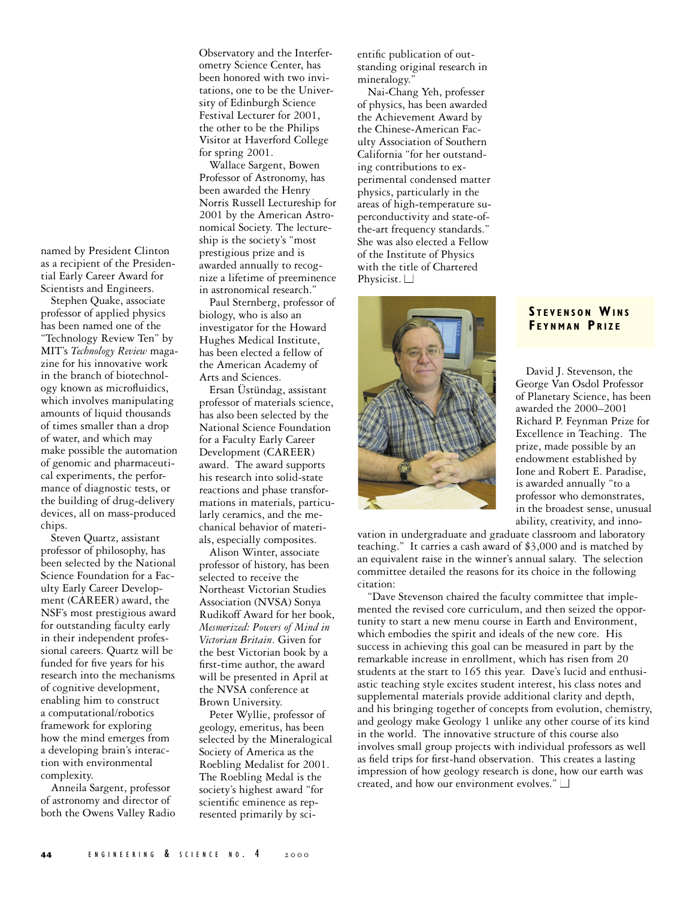named by President Clinton as a recipient of the Presidential Early Career Award for Scientists and Engineers.

Stephen Quake, associate professor of applied physics has been named one of the "Technology Review Ten" by MIT's *Technology Review* magazine for his innovative work in the branch of biotechnology known as microfluidics, which involves manipulating amounts of liquid thousands of times smaller than a drop of water, and which may make possible the automation of genomic and pharmaceutical experiments, the performance of diagnostic tests, or the building of drug-delivery devices, all on mass-produced chips.

Steven Quartz, assistant professor of philosophy, has been selected by the National Science Foundation for a Faculty Early Career Development (CAREER) award, the NSF's most prestigious award for outstanding faculty early in their independent professional careers. Quartz will be funded for five years for his research into the mechanisms of cognitive development, enabling him to construct a computational/robotics framework for exploring how the mind emerges from a developing brain's interaction with environmental complexity.

Anneila Sargent, professor of astronomy and director of both the Owens Valley Radio Observatory and the Interferometry Science Center, has been honored with two invitations, one to be the University of Edinburgh Science Festival Lecturer for 2001, the other to be the Philips Visitor at Haverford College for spring 2001.

Wallace Sargent, Bowen Professor of Astronomy, has been awarded the Henry Norris Russell Lectureship for 2001 by the American Astronomical Society. The lectureship is the society's "most prestigious prize and is awarded annually to recognize a lifetime of preeminence in astronomical research."

Paul Sternberg, professor of biology, who is also an investigator for the Howard Hughes Medical Institute, has been elected a fellow of the American Academy of Arts and Sciences.

Ersan Üstündag, assistant professor of materials science, has also been selected by the National Science Foundation for a Faculty Early Career Development (CAREER) award. The award supports his research into solid-state reactions and phase transformations in materials, particularly ceramics, and the mechanical behavior of materials, especially composites.

Alison Winter, associate professor of history, has been selected to receive the Northeast Victorian Studies Association (NVSA) Sonya Rudikoff Award for her book, *Mesmerized: Powers of Mind in Victorian Britain*. Given for the best Victorian book by a first-time author, the award will be presented in April at the NVSA conference at Brown University.

Peter Wyllie, professor of geology, emeritus, has been selected by the Mineralogical Society of America as the Roebling Medalist for 2001. The Roebling Medal is the society's highest award "for scientific eminence as represented primarily by scientific publication of outstanding original research in mineralogy."

Nai-Chang Yeh, professer of physics, has been awarded the Achievement Award by the Chinese-American Faculty Association of Southern California "for her outstanding contributions to experimental condensed matter physics, particularly in the areas of high-temperature superconductivity and state-of-the-art frequency standards." She was also elected a Fellow of the Institute of Physics with the title of Chartered Physicist.

## Stevenson Wins Feynman Prize

David J. Stevenson, the George Van Osdol Professor of Planetary Science, has been awarded the 2000–2001 Richard P. Feynman Prize for Excellence in Teaching. The prize, made possible by an endowment established by Ione and Robert E. Paradise, is awarded annually "to a professor who demonstrates, in the broadest sense, unusual ability, creativity, and innovation in undergraduate and graduate classroom and laboratory teaching." It carries a cash award of $3,000 and is matched by an equivalent raise in the winner's annual salary. The selection committee detailed the reasons for its choice in the following citation:

"Dave Stevenson chaired the faculty committee that implemented the revised core curriculum, and then seized the opportunity to start a new menu course in Earth and Environment, which embodies the spirit and ideals of the new core. His success in achieving this goal can be measured in part by the remarkable increase in enrollment, which has risen from 20 students at the start to 165 this year. Dave's lucid and enthusiastic teaching style excites student interest, his class notes and supplemental materials provide additional clarity and depth, and his bringing together of concepts from evolution, chemistry, and geology make Geology 1 unlike any other course of its kind in the world. The innovative structure of this course also involves small group projects with individual professors as well as field trips for first-hand observation. This creates a lasting impression of how geology research is done, how our earth was created, and how our environment evolves."